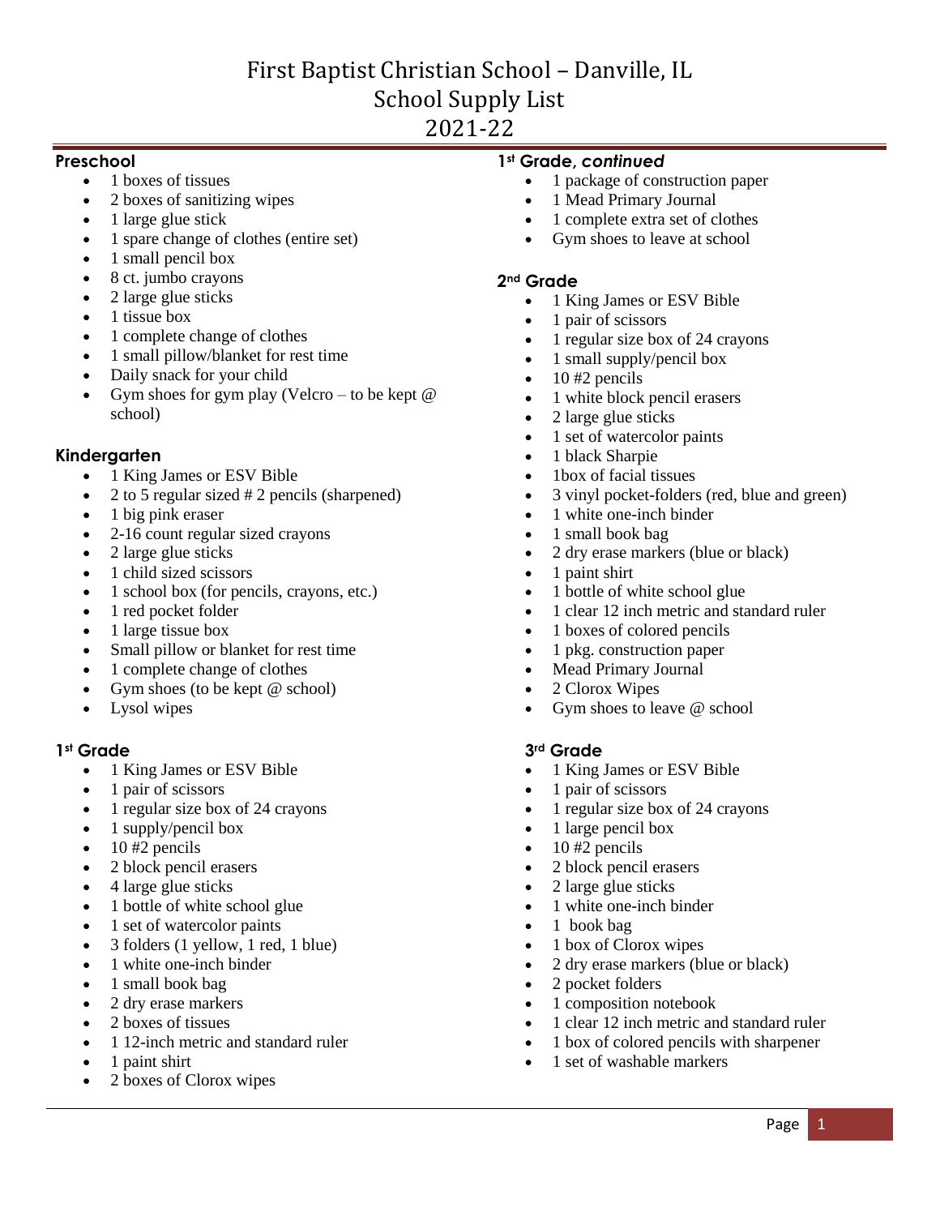# First Baptist Christian School – Danville, IL
# School Supply List
# 2021-22

### Preschool

- 1 boxes of tissues
- 2 boxes of sanitizing wipes
- 1 large glue stick
- 1 spare change of clothes (entire set)
- 1 small pencil box
- 8 ct. jumbo crayons
- 2 large glue sticks
- 1 tissue box
- 1 complete change of clothes
- 1 small pillow/blanket for rest time
- Daily snack for your child
- Gym shoes for gym play (Velcro – to be kept @ school)

### Kindergarten

- 1 King James or ESV Bible
- 2 to 5 regular sized # 2 pencils (sharpened)
- 1 big pink eraser
- 2-16 count regular sized crayons
- 2 large glue sticks
- 1 child sized scissors
- 1 school box (for pencils, crayons, etc.)
- 1 red pocket folder
- 1 large tissue box
- Small pillow or blanket for rest time
- 1 complete change of clothes
- Gym shoes (to be kept @ school)
- Lysol wipes

### 1st Grade

- 1 King James or ESV Bible
- 1 pair of scissors
- 1 regular size box of 24 crayons
- 1 supply/pencil box
- 10 #2 pencils
- 2 block pencil erasers
- 4 large glue sticks
- 1 bottle of white school glue
- 1 set of watercolor paints
- 3 folders (1 yellow, 1 red, 1 blue)
- 1 white one-inch binder
- 1 small book bag
- 2 dry erase markers
- 2 boxes of tissues
- 1 12-inch metric and standard ruler
- 1 paint shirt
- 2 boxes of Clorox wipes

### 1st Grade, *continued*

- 1 package of construction paper
- 1 Mead Primary Journal
- 1 complete extra set of clothes
- Gym shoes to leave at school

### 2nd Grade

- 1 King James or ESV Bible
- 1 pair of scissors
- 1 regular size box of 24 crayons
- 1 small supply/pencil box
- 10 #2 pencils
- 1 white block pencil erasers
- 2 large glue sticks
- 1 set of watercolor paints
- 1 black Sharpie
- 1box of facial tissues
- 3 vinyl pocket-folders (red, blue and green)
- 1 white one-inch binder
- 1 small book bag
- 2 dry erase markers (blue or black)
- 1 paint shirt
- 1 bottle of white school glue
- 1 clear 12 inch metric and standard ruler
- 1 boxes of colored pencils
- 1 pkg. construction paper
- Mead Primary Journal
- 2 Clorox Wipes
- Gym shoes to leave @ school

### 3rd Grade

- 1 King James or ESV Bible
- 1 pair of scissors
- 1 regular size box of 24 crayons
- 1 large pencil box
- 10 #2 pencils
- 2 block pencil erasers
- 2 large glue sticks
- 1 white one-inch binder
- 1 book bag
- 1 box of Clorox wipes
- 2 dry erase markers (blue or black)
- 2 pocket folders
- 1 composition notebook
- 1 clear 12 inch metric and standard ruler
- 1 box of colored pencils with sharpener
- 1 set of washable markers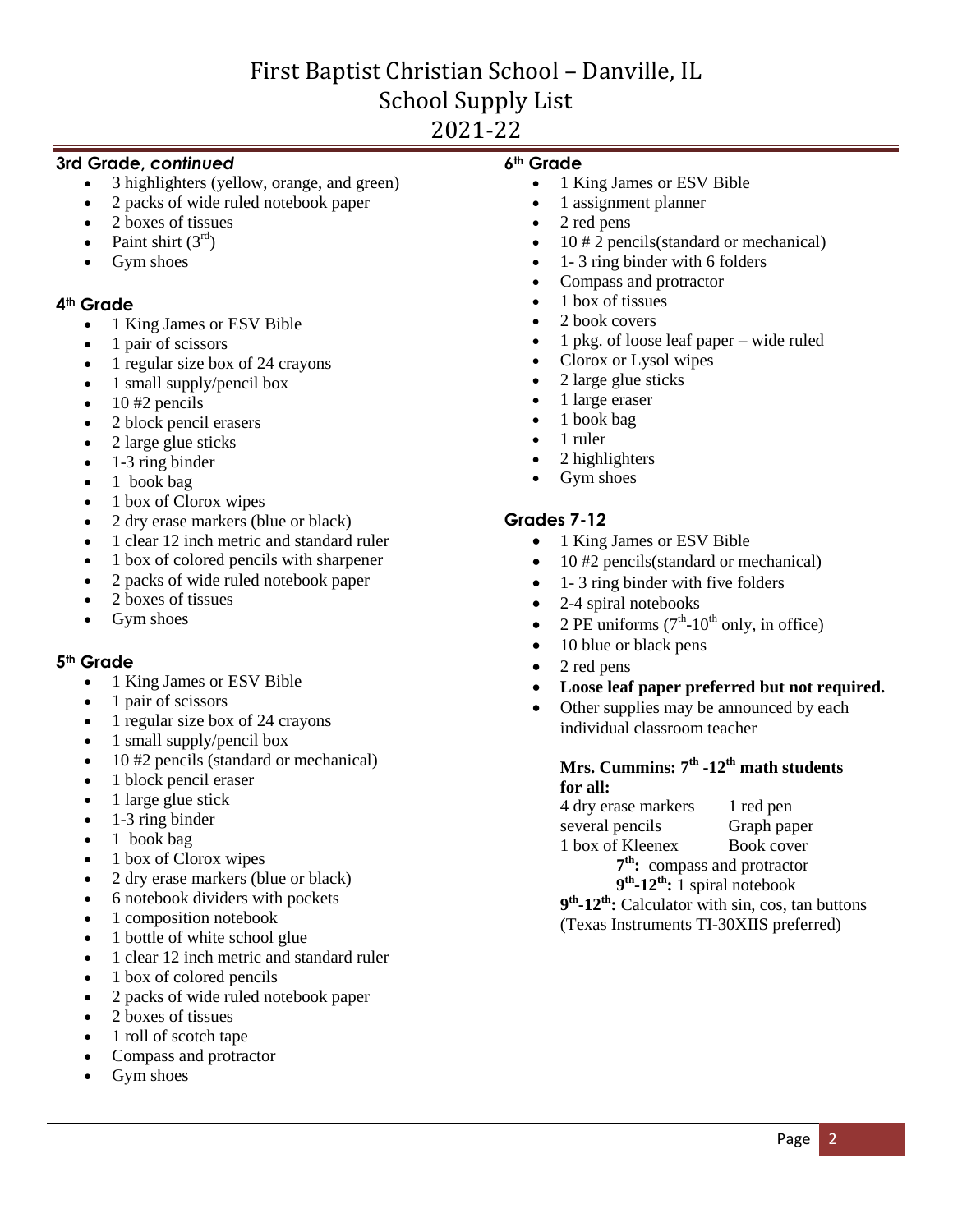# First Baptist Christian School – Danville, IL
# School Supply List
# 2021-22

### *3rd Grade, continued*

- 3 highlighters (yellow, orange, and green)
- 2 packs of wide ruled notebook paper
- 2 boxes of tissues
- Paint shirt (3rd)
- Gym shoes

### 4th Grade

- 1 King James or ESV Bible
- 1 pair of scissors
- 1 regular size box of 24 crayons
- 1 small supply/pencil box
- 10 #2 pencils
- 2 block pencil erasers
- 2 large glue sticks
- 1-3 ring binder
- 1 book bag
- 1 box of Clorox wipes
- 2 dry erase markers (blue or black)
- 1 clear 12 inch metric and standard ruler
- 1 box of colored pencils with sharpener
- 2 packs of wide ruled notebook paper
- 2 boxes of tissues
- Gym shoes

### 5th Grade

- 1 King James or ESV Bible
- 1 pair of scissors
- 1 regular size box of 24 crayons
- 1 small supply/pencil box
- 10 #2 pencils (standard or mechanical)
- 1 block pencil eraser
- 1 large glue stick
- 1-3 ring binder
- 1 book bag
- 1 box of Clorox wipes
- 2 dry erase markers (blue or black)
- 6 notebook dividers with pockets
- 1 composition notebook
- 1 bottle of white school glue
- 1 clear 12 inch metric and standard ruler
- 1 box of colored pencils
- 2 packs of wide ruled notebook paper
- 2 boxes of tissues
- 1 roll of scotch tape
- Compass and protractor
- Gym shoes

### 6th Grade

- 1 King James or ESV Bible
- 1 assignment planner
- 2 red pens
- 10 # 2 pencils(standard or mechanical)
- 1- 3 ring binder with 6 folders
- Compass and protractor
- 1 box of tissues
- 2 book covers
- 1 pkg. of loose leaf paper – wide ruled
- Clorox or Lysol wipes
- 2 large glue sticks
- 1 large eraser
- 1 book bag
- 1 ruler
- 2 highlighters
- Gym shoes

### Grades 7-12

- 1 King James or ESV Bible
- 10 #2 pencils(standard or mechanical)
- 1- 3 ring binder with five folders
- 2-4 spiral notebooks
- 2 PE uniforms (7th-10th only, in office)
- 10 blue or black pens
- 2 red pens
- **Loose leaf paper preferred but not required.**
- Other supplies may be announced by each individual classroom teacher

**Mrs. Cummins: 7th -12th math students for all:**

4 dry erase markers — 1 red pen
several pencils — Graph paper
1 box of Kleenex — Book cover

**7th:** compass and protractor
**9th-12th:** 1 spiral notebook
**9th-12th:** Calculator with sin, cos, tan buttons (Texas Instruments TI-30XIIS preferred)